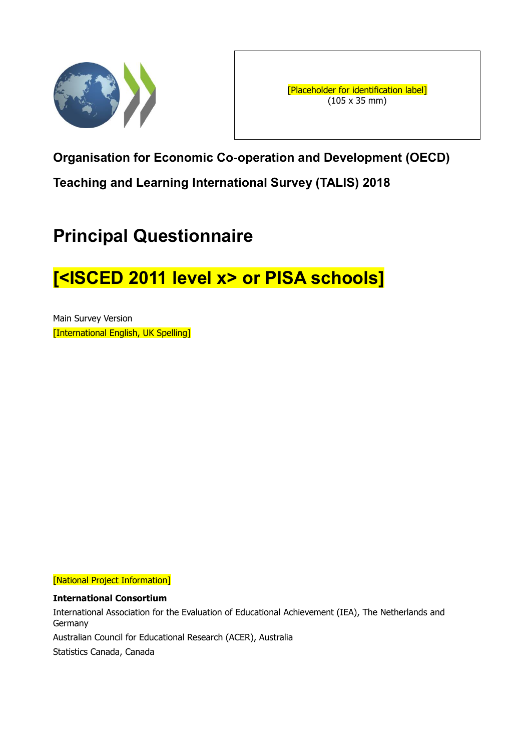[Placeholder for identification label]
(105 x 35 mm)

**Organisation for Economic Co-operation and Development (OECD)**

**Teaching and Learning International Survey (TALIS) 2018**

# Principal Questionnaire

# [<ISCED 2011 level x> or PISA schools]

Main Survey Version

[International English, UK Spelling]

[National Project Information]

**International Consortium**

International Association for the Evaluation of Educational Achievement (IEA), The Netherlands and Germany

Australian Council for Educational Research (ACER), Australia

Statistics Canada, Canada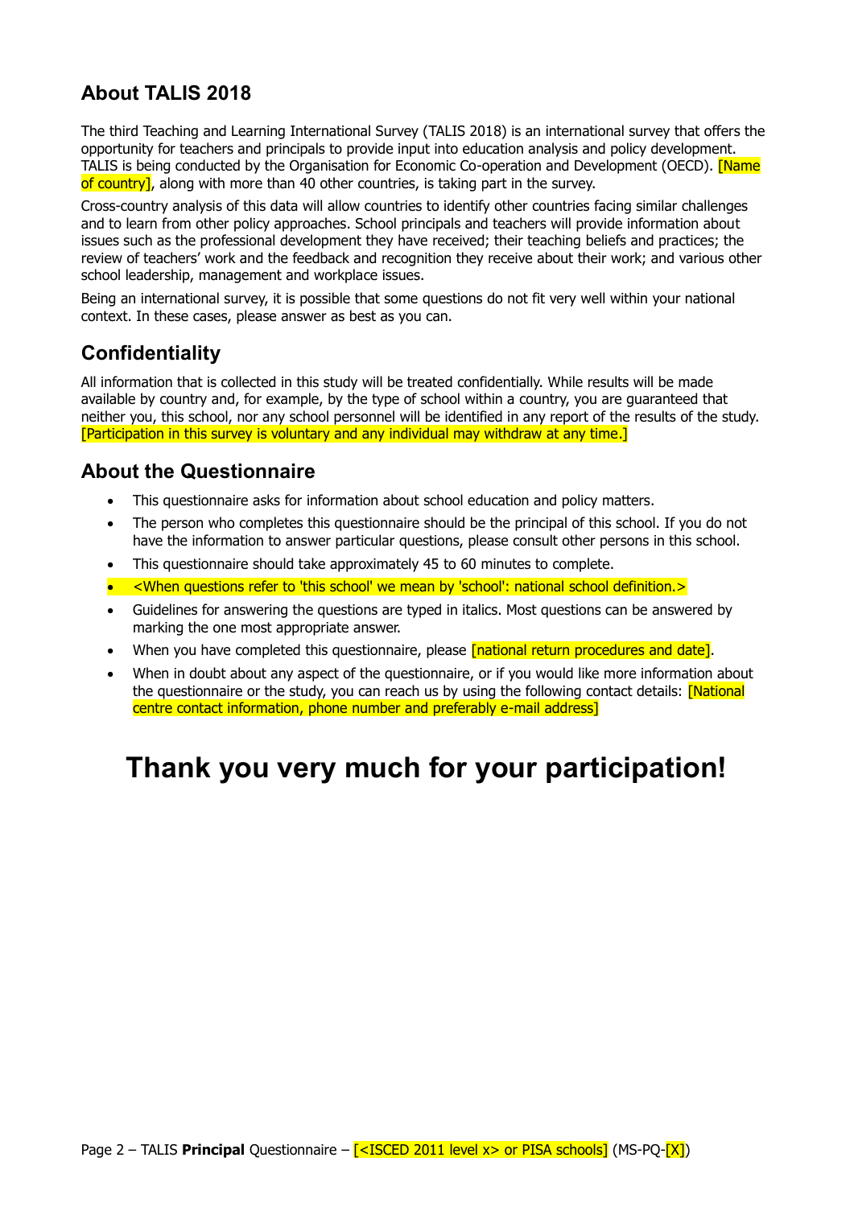## About TALIS 2018

The third Teaching and Learning International Survey (TALIS 2018) is an international survey that offers the opportunity for teachers and principals to provide input into education analysis and policy development. TALIS is being conducted by the Organisation for Economic Co-operation and Development (OECD). [Name of country], along with more than 40 other countries, is taking part in the survey.

Cross-country analysis of this data will allow countries to identify other countries facing similar challenges and to learn from other policy approaches. School principals and teachers will provide information about issues such as the professional development they have received; their teaching beliefs and practices; the review of teachers' work and the feedback and recognition they receive about their work; and various other school leadership, management and workplace issues.

Being an international survey, it is possible that some questions do not fit very well within your national context. In these cases, please answer as best as you can.

## Confidentiality

All information that is collected in this study will be treated confidentially. While results will be made available by country and, for example, by the type of school within a country, you are guaranteed that neither you, this school, nor any school personnel will be identified in any report of the results of the study. [Participation in this survey is voluntary and any individual may withdraw at any time.]

## About the Questionnaire

- This questionnaire asks for information about school education and policy matters.
- The person who completes this questionnaire should be the principal of this school. If you do not have the information to answer particular questions, please consult other persons in this school.
- This questionnaire should take approximately 45 to 60 minutes to complete.
- <When questions refer to 'this school' we mean by 'school': national school definition.>
- Guidelines for answering the questions are typed in italics. Most questions can be answered by marking the one most appropriate answer.
- When you have completed this questionnaire, please [national return procedures and date].
- When in doubt about any aspect of the questionnaire, or if you would like more information about the questionnaire or the study, you can reach us by using the following contact details: [National centre contact information, phone number and preferably e-mail address]

# Thank you very much for your participation!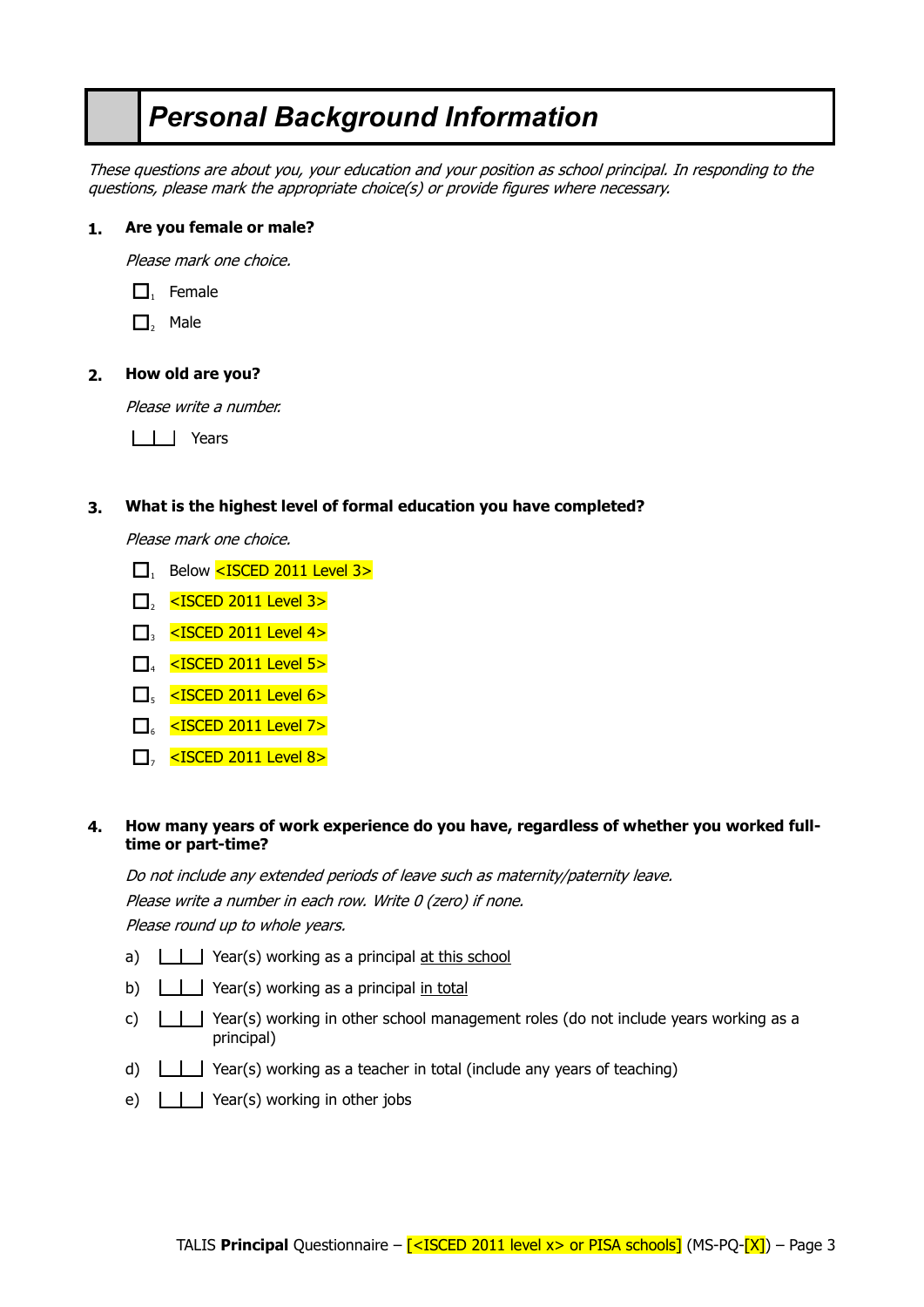# *Personal Background Information*

*These questions are about you, your education and your position as school principal. In responding to the questions, please mark the appropriate choice(s) or provide figures where necessary.*

**1. Are you female or male?**

*Please mark one choice.*

- ☐1 Female
- ☐2 Male

**2. How old are you?**

*Please write a number.*

|__|__| Years

**3. What is the highest level of formal education you have completed?**

*Please mark one choice.*

- ☐1 Below <ISCED 2011 Level 3>
- ☐2 <ISCED 2011 Level 3>
- ☐3 <ISCED 2011 Level 4>
- ☐4 <ISCED 2011 Level 5>
- ☐5 <ISCED 2011 Level 6>
- ☐6 <ISCED 2011 Level 7>
- ☐7 <ISCED 2011 Level 8>

**4. How many years of work experience do you have, regardless of whether you worked full-time or part-time?**

*Do not include any extended periods of leave such as maternity/paternity leave.*

*Please write a number in each row. Write 0 (zero) if none.*

*Please round up to whole years.*

a) |__|__| Year(s) working as a principal at this school

b) |__|__| Year(s) working as a principal in total

c) |__|__| Year(s) working in other school management roles (do not include years working as a principal)

d) |__|__| Year(s) working as a teacher in total (include any years of teaching)

e) |__|__| Year(s) working in other jobs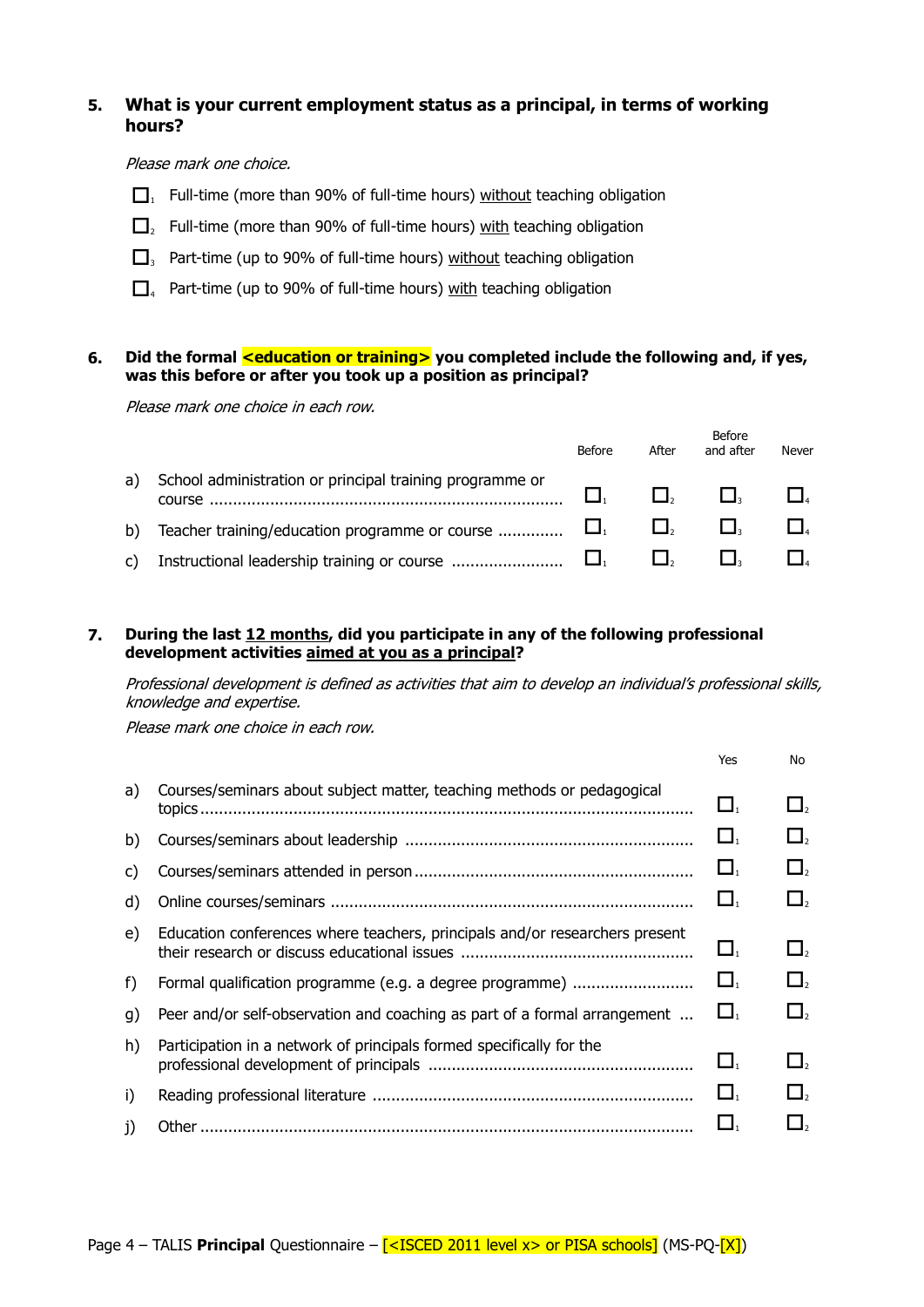**5. What is your current employment status as a principal, in terms of working hours?**

*Please mark one choice.*

- ☐1 Full-time (more than 90% of full-time hours) <u>without</u> teaching obligation
- ☐2 Full-time (more than 90% of full-time hours) <u>with</u> teaching obligation
- ☐3 Part-time (up to 90% of full-time hours) <u>without</u> teaching obligation
- ☐4 Part-time (up to 90% of full-time hours) <u>with</u> teaching obligation

**6. Did the formal <education or training> you completed include the following and, if yes, was this before or after you took up a position as principal?**

*Please mark one choice in each row.*

| | | Before | After | Before and after | Never |
|---|---|---|---|---|---|
| a) | School administration or principal training programme or course | ☐1 | ☐2 | ☐3 | ☐4 |
| b) | Teacher training/education programme or course | ☐1 | ☐2 | ☐3 | ☐4 |
| c) | Instructional leadership training or course | ☐1 | ☐2 | ☐3 | ☐4 |

**7. During the last <u>12 months</u>, did you participate in any of the following professional development activities <u>aimed at you as a principal</u>?**

*Professional development is defined as activities that aim to develop an individual's professional skills, knowledge and expertise.*

*Please mark one choice in each row.*

| | | Yes | No |
|---|---|---|---|
| a) | Courses/seminars about subject matter, teaching methods or pedagogical topics | ☐1 | ☐2 |
| b) | Courses/seminars about leadership | ☐1 | ☐2 |
| c) | Courses/seminars attended in person | ☐1 | ☐2 |
| d) | Online courses/seminars | ☐1 | ☐2 |
| e) | Education conferences where teachers, principals and/or researchers present their research or discuss educational issues | ☐1 | ☐2 |
| f) | Formal qualification programme (e.g. a degree programme) | ☐1 | ☐2 |
| g) | Peer and/or self-observation and coaching as part of a formal arrangement | ☐1 | ☐2 |
| h) | Participation in a network of principals formed specifically for the professional development of principals | ☐1 | ☐2 |
| i) | Reading professional literature | ☐1 | ☐2 |
| j) | Other | ☐1 | ☐2 |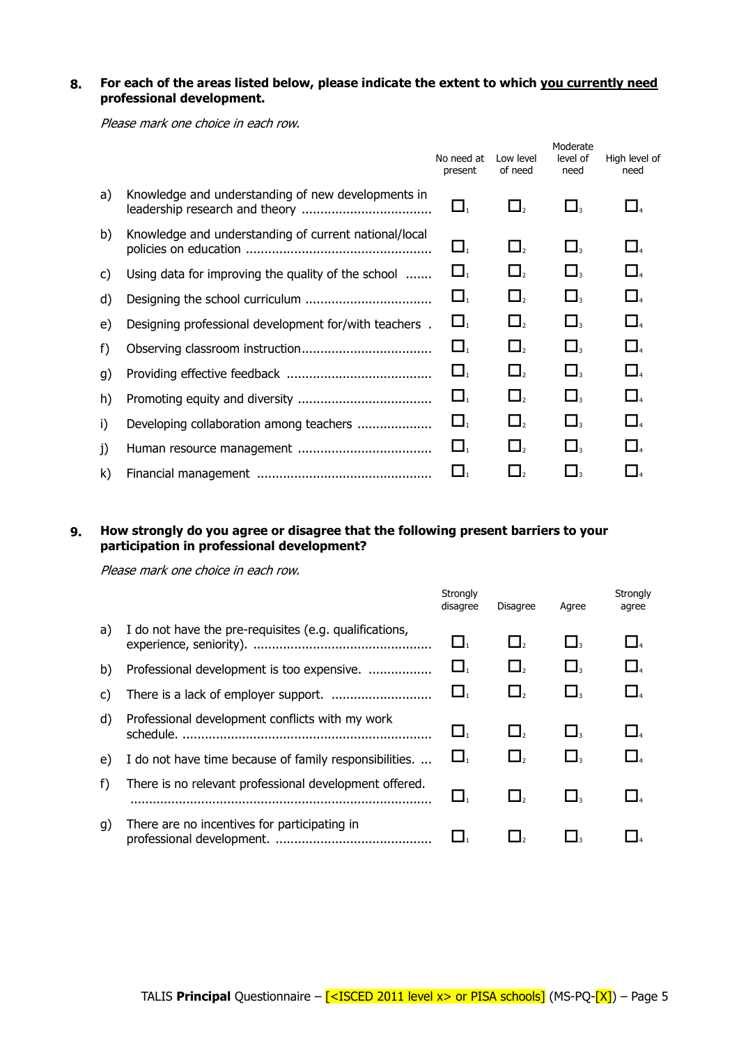**8. For each of the areas listed below, please indicate the extent to which you currently need professional development.**

*Please mark one choice in each row.*

| | | No need at present | Low level of need | Moderate level of need | High level of need |
|---|---|---|---|---|---|
| a) | Knowledge and understanding of new developments in leadership research and theory | ☐1 | ☐2 | ☐3 | ☐4 |
| b) | Knowledge and understanding of current national/local policies on education | ☐1 | ☐2 | ☐3 | ☐4 |
| c) | Using data for improving the quality of the school | ☐1 | ☐2 | ☐3 | ☐4 |
| d) | Designing the school curriculum | ☐1 | ☐2 | ☐3 | ☐4 |
| e) | Designing professional development for/with teachers | ☐1 | ☐2 | ☐3 | ☐4 |
| f) | Observing classroom instruction | ☐1 | ☐2 | ☐3 | ☐4 |
| g) | Providing effective feedback | ☐1 | ☐2 | ☐3 | ☐4 |
| h) | Promoting equity and diversity | ☐1 | ☐2 | ☐3 | ☐4 |
| i) | Developing collaboration among teachers | ☐1 | ☐2 | ☐3 | ☐4 |
| j) | Human resource management | ☐1 | ☐2 | ☐3 | ☐4 |
| k) | Financial management | ☐1 | ☐2 | ☐3 | ☐4 |

**9. How strongly do you agree or disagree that the following present barriers to your participation in professional development?**

*Please mark one choice in each row.*

| | | Strongly disagree | Disagree | Agree | Strongly agree |
|---|---|---|---|---|---|
| a) | I do not have the pre-requisites (e.g. qualifications, experience, seniority). | ☐1 | ☐2 | ☐3 | ☐4 |
| b) | Professional development is too expensive. | ☐1 | ☐2 | ☐3 | ☐4 |
| c) | There is a lack of employer support. | ☐1 | ☐2 | ☐3 | ☐4 |
| d) | Professional development conflicts with my work schedule. | ☐1 | ☐2 | ☐3 | ☐4 |
| e) | I do not have time because of family responsibilities. | ☐1 | ☐2 | ☐3 | ☐4 |
| f) | There is no relevant professional development offered. | ☐1 | ☐2 | ☐3 | ☐4 |
| g) | There are no incentives for participating in professional development. | ☐1 | ☐2 | ☐3 | ☐4 |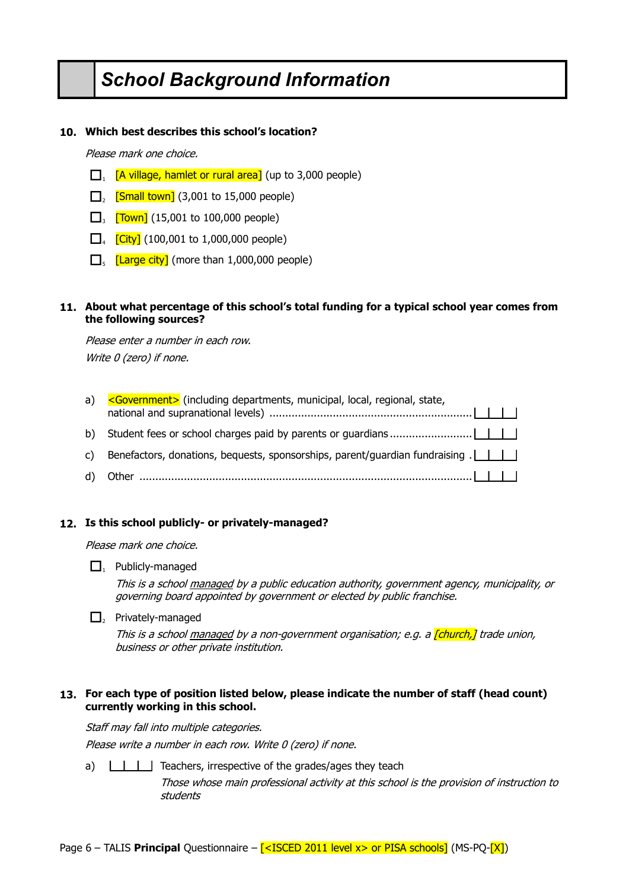# School Background Information

**10. Which best describes this school's location?**

*Please mark one choice.*

- ☐₁ [A village, hamlet or rural area] (up to 3,000 people)
- ☐₂ [Small town] (3,001 to 15,000 people)
- ☐₃ [Town] (15,001 to 100,000 people)
- ☐₄ [City] (100,001 to 1,000,000 people)
- ☐₅ [Large city] (more than 1,000,000 people)

**11. About what percentage of this school's total funding for a typical school year comes from the following sources?**

*Please enter a number in each row.*

*Write 0 (zero) if none.*

a) <Government> (including departments, municipal, local, regional, state, national and supranational levels) ................................................................ |__|__|__|

b) Student fees or school charges paid by parents or guardians .......................... |__|__|__|

c) Benefactors, donations, bequests, sponsorships, parent/guardian fundraising . |__|__|__|

d) Other ........................................................................................................ |__|__|__|

**12. Is this school publicly- or privately-managed?**

*Please mark one choice.*

- ☐₁ Publicly-managed

  *This is a school managed by a public education authority, government agency, municipality, or governing board appointed by government or elected by public franchise.*

- ☐₂ Privately-managed

  *This is a school managed by a non-government organisation; e.g. a [church,] trade union, business or other private institution.*

**13. For each type of position listed below, please indicate the number of staff (head count) currently working in this school.**

*Staff may fall into multiple categories.*

*Please write a number in each row. Write 0 (zero) if none.*

a) |__|__|__| Teachers, irrespective of the grades/ages they teach

*Those whose main professional activity at this school is the provision of instruction to students*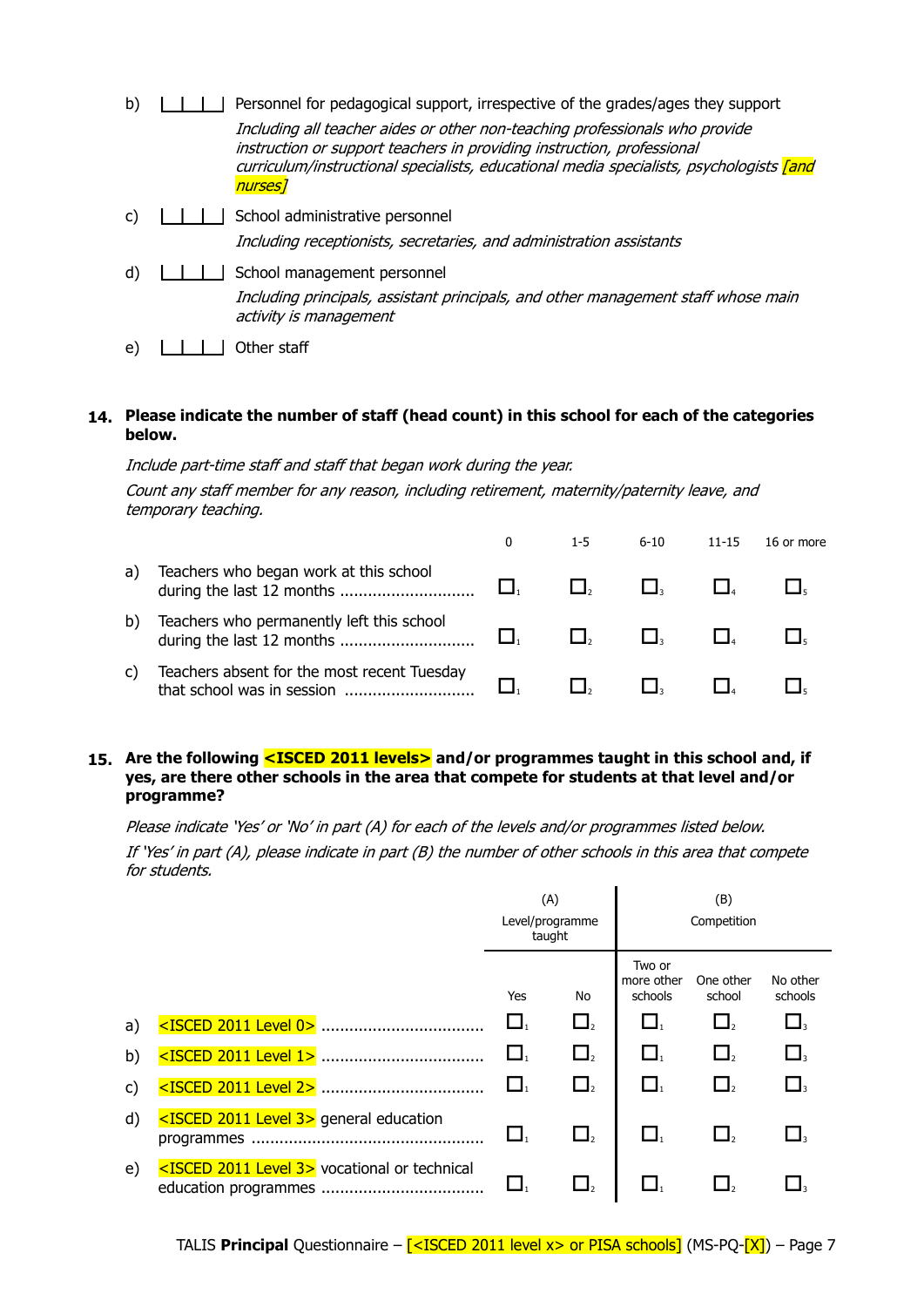b) |__|__|__| Personnel for pedagogical support, irrespective of the grades/ages they support

*Including all teacher aides or other non-teaching professionals who provide instruction or support teachers in providing instruction, professional curriculum/instructional specialists, educational media specialists, psychologists [and nurses]*

c) |__|__|__| School administrative personnel

*Including receptionists, secretaries, and administration assistants*

d) |__|__|__| School management personnel

*Including principals, assistant principals, and other management staff whose main activity is management*

e) |__|__|__| Other staff

**14. Please indicate the number of staff (head count) in this school for each of the categories below.**

*Include part-time staff and staff that began work during the year.*

*Count any staff member for any reason, including retirement, maternity/paternity leave, and temporary teaching.*

| | | 0 | 1-5 | 6-10 | 11-15 | 16 or more |
|---|---|---|---|---|---|---|
| a) | Teachers who began work at this school during the last 12 months | ☐1 | ☐2 | ☐3 | ☐4 | ☐5 |
| b) | Teachers who permanently left this school during the last 12 months | ☐1 | ☐2 | ☐3 | ☐4 | ☐5 |
| c) | Teachers absent for the most recent Tuesday that school was in session | ☐1 | ☐2 | ☐3 | ☐4 | ☐5 |

**15. Are the following <ISCED 2011 levels> and/or programmes taught in this school and, if yes, are there other schools in the area that compete for students at that level and/or programme?**

*Please indicate 'Yes' or 'No' in part (A) for each of the levels and/or programmes listed below.*

*If 'Yes' in part (A), please indicate in part (B) the number of other schools in this area that compete for students.*

| | | (A) Level/programme taught | | (B) Competition | | |
|---|---|---|---|---|---|---|
| | | Yes | No | Two or more other schools | One other school | No other schools |
| a) | <ISCED 2011 Level 0> | ☐1 | ☐2 | ☐1 | ☐2 | ☐3 |
| b) | <ISCED 2011 Level 1> | ☐1 | ☐2 | ☐1 | ☐2 | ☐3 |
| c) | <ISCED 2011 Level 2> | ☐1 | ☐2 | ☐1 | ☐2 | ☐3 |
| d) | <ISCED 2011 Level 3> general education programmes | ☐1 | ☐2 | ☐1 | ☐2 | ☐3 |
| e) | <ISCED 2011 Level 3> vocational or technical education programmes | ☐1 | ☐2 | ☐1 | ☐2 | ☐3 |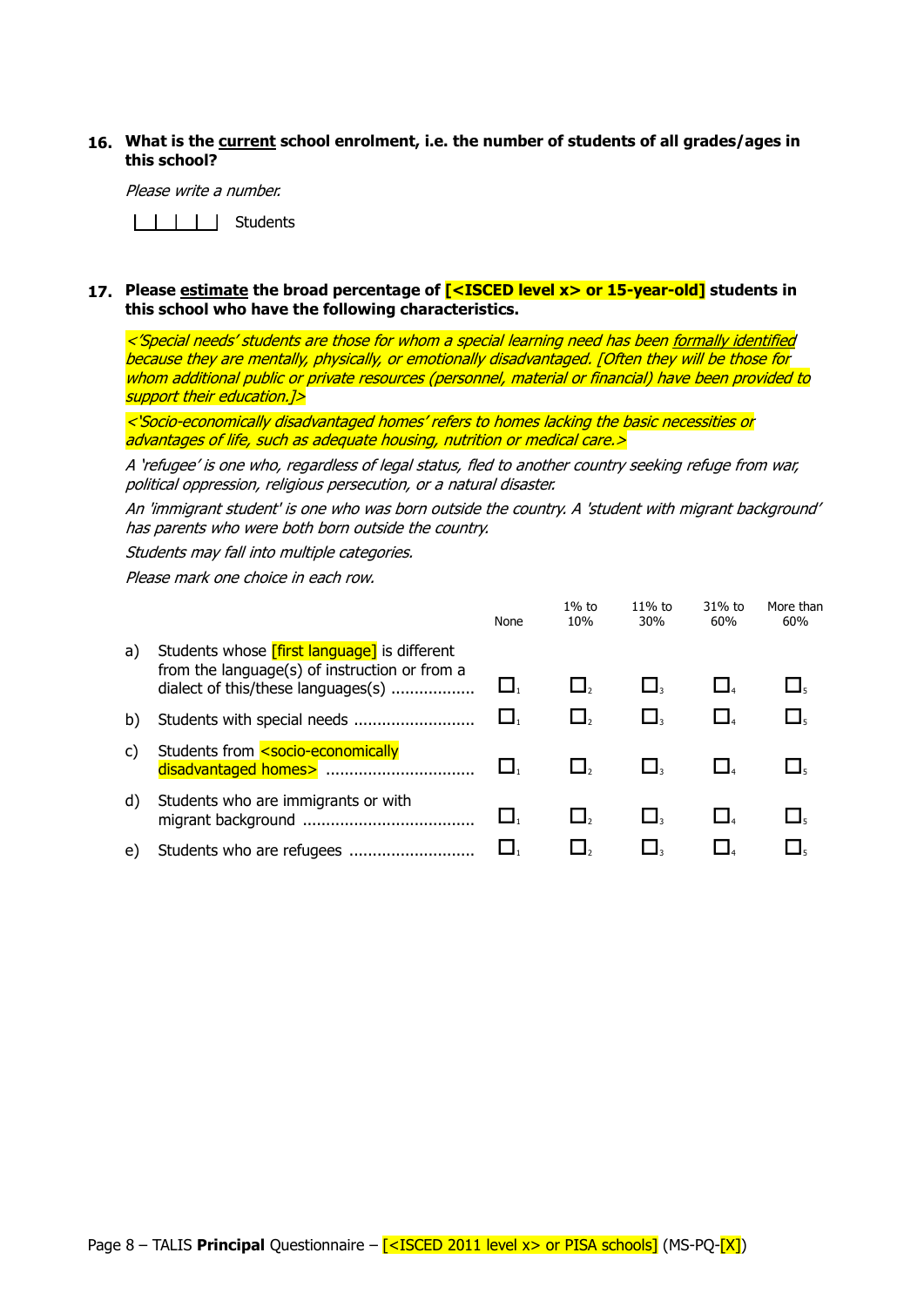**16. What is the current school enrolment, i.e. the number of students of all grades/ages in this school?**

*Please write a number.*

|_|_|_|_|_| Students

**17. Please estimate the broad percentage of [<ISCED level x> or 15-year-old] students in this school who have the following characteristics.**

*<'Special needs' students are those for whom a special learning need has been formally identified because they are mentally, physically, or emotionally disadvantaged. [Often they will be those for whom additional public or private resources (personnel, material or financial) have been provided to support their education.]>*

*<'Socio-economically disadvantaged homes' refers to homes lacking the basic necessities or advantages of life, such as adequate housing, nutrition or medical care.>*

*A 'refugee' is one who, regardless of legal status, fled to another country seeking refuge from war, political oppression, religious persecution, or a natural disaster.*

*An 'immigrant student' is one who was born outside the country. A 'student with migrant background' has parents who were both born outside the country.*

*Students may fall into multiple categories.*

*Please mark one choice in each row.*

| | | None | 1% to 10% | 11% to 30% | 31% to 60% | More than 60% |
|---|---|---|---|---|---|---|
| a) | Students whose [first language] is different from the language(s) of instruction or from a dialect of this/these languages(s) | ☐1 | ☐2 | ☐3 | ☐4 | ☐5 |
| b) | Students with special needs | ☐1 | ☐2 | ☐3 | ☐4 | ☐5 |
| c) | Students from <socio-economically disadvantaged homes> | ☐1 | ☐2 | ☐3 | ☐4 | ☐5 |
| d) | Students who are immigrants or with migrant background | ☐1 | ☐2 | ☐3 | ☐4 | ☐5 |
| e) | Students who are refugees | ☐1 | ☐2 | ☐3 | ☐4 | ☐5 |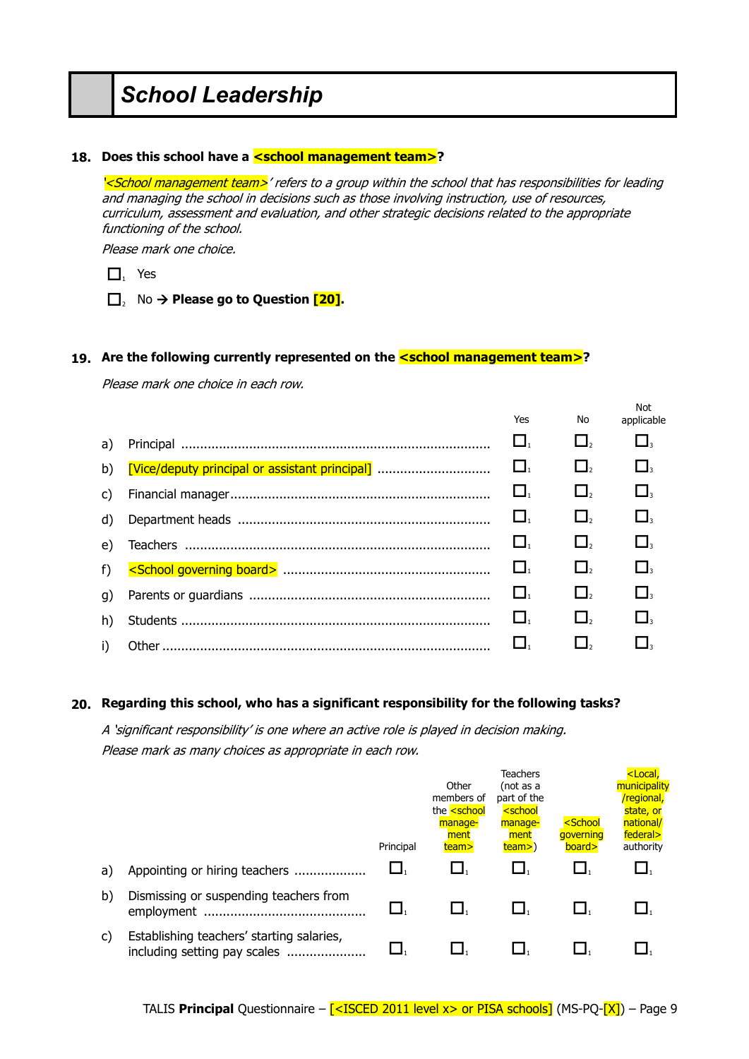# School Leadership

**18. Does this school have a <school management team>?**

*'<School management team>' refers to a group within the school that has responsibilities for leading and managing the school in decisions such as those involving instruction, use of resources, curriculum, assessment and evaluation, and other strategic decisions related to the appropriate functioning of the school.*

*Please mark one choice.*

- ☐1 Yes
- ☐2 No → **Please go to Question [20].**

**19. Are the following currently represented on the <school management team>?**

*Please mark one choice in each row.*

| | | Yes | No | Not applicable |
|---|---|---|---|---|
| a) | Principal | ☐1 | ☐2 | ☐3 |
| b) | [Vice/deputy principal or assistant principal] | ☐1 | ☐2 | ☐3 |
| c) | Financial manager | ☐1 | ☐2 | ☐3 |
| d) | Department heads | ☐1 | ☐2 | ☐3 |
| e) | Teachers | ☐1 | ☐2 | ☐3 |
| f) | <School governing board> | ☐1 | ☐2 | ☐3 |
| g) | Parents or guardians | ☐1 | ☐2 | ☐3 |
| h) | Students | ☐1 | ☐2 | ☐3 |
| i) | Other | ☐1 | ☐2 | ☐3 |

**20. Regarding this school, who has a significant responsibility for the following tasks?**

*A 'significant responsibility' is one where an active role is played in decision making.*

*Please mark as many choices as appropriate in each row.*

| | | Principal | Other members of the <school management team> | Teachers (not as a part of the <school management team>) | <School governing board> | <Local, municipality/regional, state, or national/federal> authority |
|---|---|---|---|---|---|---|
| a) | Appointing or hiring teachers | ☐1 | ☐1 | ☐1 | ☐1 | ☐1 |
| b) | Dismissing or suspending teachers from employment | ☐1 | ☐1 | ☐1 | ☐1 | ☐1 |
| c) | Establishing teachers' starting salaries, including setting pay scales | ☐1 | ☐1 | ☐1 | ☐1 | ☐1 |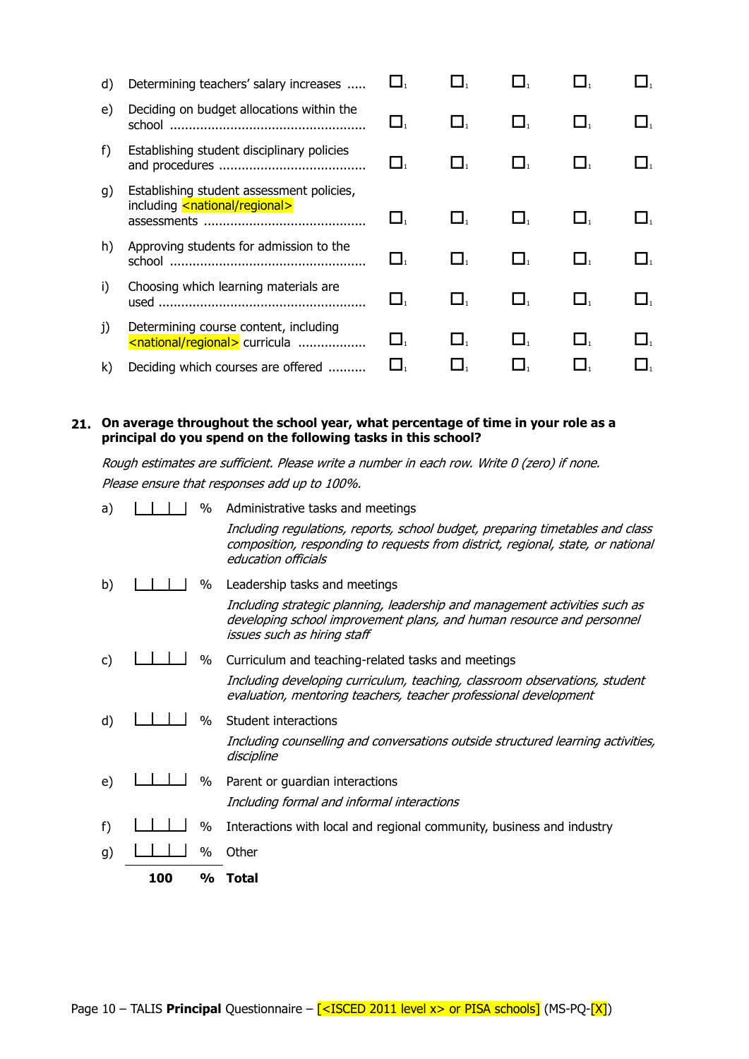| | | | | | | |
|---|---|---|---|---|---|---|
| d) | Determining teachers' salary increases ..... | ☐₁ | ☐₁ | ☐₁ | ☐₁ | ☐₁ |
| e) | Deciding on budget allocations within the school ................................................... | ☐₁ | ☐₁ | ☐₁ | ☐₁ | ☐₁ |
| f) | Establishing student disciplinary policies and procedures ....................................... | ☐₁ | ☐₁ | ☐₁ | ☐₁ | ☐₁ |
| g) | Establishing student assessment policies, including <national/regional> assessments .......................................... | ☐₁ | ☐₁ | ☐₁ | ☐₁ | ☐₁ |
| h) | Approving students for admission to the school ................................................... | ☐₁ | ☐₁ | ☐₁ | ☐₁ | ☐₁ |
| i) | Choosing which learning materials are used ...................................................... | ☐₁ | ☐₁ | ☐₁ | ☐₁ | ☐₁ |
| j) | Determining course content, including <national/regional> curricula .................. | ☐₁ | ☐₁ | ☐₁ | ☐₁ | ☐₁ |
| k) | Deciding which courses are offered .......... | ☐₁ | ☐₁ | ☐₁ | ☐₁ | ☐₁ |

**21. On average throughout the school year, what percentage of time in your role as a principal do you spend on the following tasks in this school?**

*Rough estimates are sufficient. Please write a number in each row. Write 0 (zero) if none.*

*Please ensure that responses add up to 100%.*

a) |__|__|__| % Administrative tasks and meetings
*Including regulations, reports, school budget, preparing timetables and class composition, responding to requests from district, regional, state, or national education officials*

b) |__|__|__| % Leadership tasks and meetings
*Including strategic planning, leadership and management activities such as developing school improvement plans, and human resource and personnel issues such as hiring staff*

c) |__|__|__| % Curriculum and teaching-related tasks and meetings
*Including developing curriculum, teaching, classroom observations, student evaluation, mentoring teachers, teacher professional development*

d) |__|__|__| % Student interactions
*Including counselling and conversations outside structured learning activities, discipline*

e) |__|__|__| % Parent or guardian interactions
*Including formal and informal interactions*

f) |__|__|__| % Interactions with local and regional community, business and industry

g) |__|__|__| % Other

**100 % Total**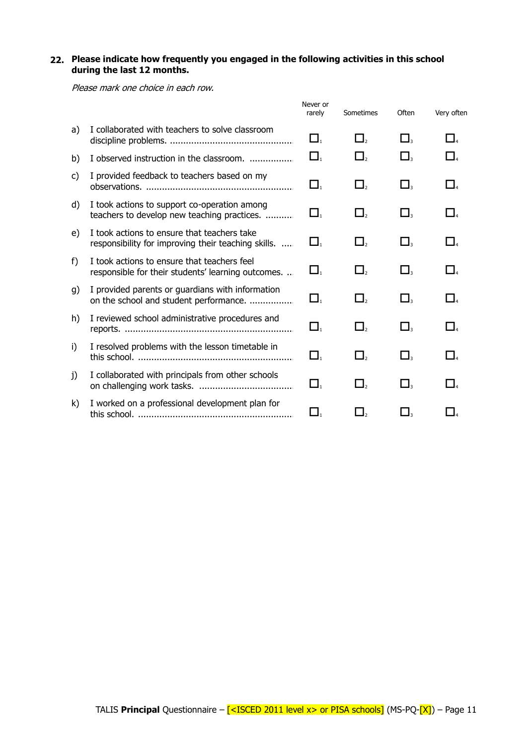**22. Please indicate how frequently you engaged in the following activities in this school during the last 12 months.**

*Please mark one choice in each row.*

| | | Never or rarely | Sometimes | Often | Very often |
|---|---|---|---|---|---|
| a) | I collaborated with teachers to solve classroom discipline problems. | ☐1 | ☐2 | ☐3 | ☐4 |
| b) | I observed instruction in the classroom. | ☐1 | ☐2 | ☐3 | ☐4 |
| c) | I provided feedback to teachers based on my observations. | ☐1 | ☐2 | ☐3 | ☐4 |
| d) | I took actions to support co-operation among teachers to develop new teaching practices. | ☐1 | ☐2 | ☐3 | ☐4 |
| e) | I took actions to ensure that teachers take responsibility for improving their teaching skills. | ☐1 | ☐2 | ☐3 | ☐4 |
| f) | I took actions to ensure that teachers feel responsible for their students' learning outcomes. | ☐1 | ☐2 | ☐3 | ☐4 |
| g) | I provided parents or guardians with information on the school and student performance. | ☐1 | ☐2 | ☐3 | ☐4 |
| h) | I reviewed school administrative procedures and reports. | ☐1 | ☐2 | ☐3 | ☐4 |
| i) | I resolved problems with the lesson timetable in this school. | ☐1 | ☐2 | ☐3 | ☐4 |
| j) | I collaborated with principals from other schools on challenging work tasks. | ☐1 | ☐2 | ☐3 | ☐4 |
| k) | I worked on a professional development plan for this school. | ☐1 | ☐2 | ☐3 | ☐4 |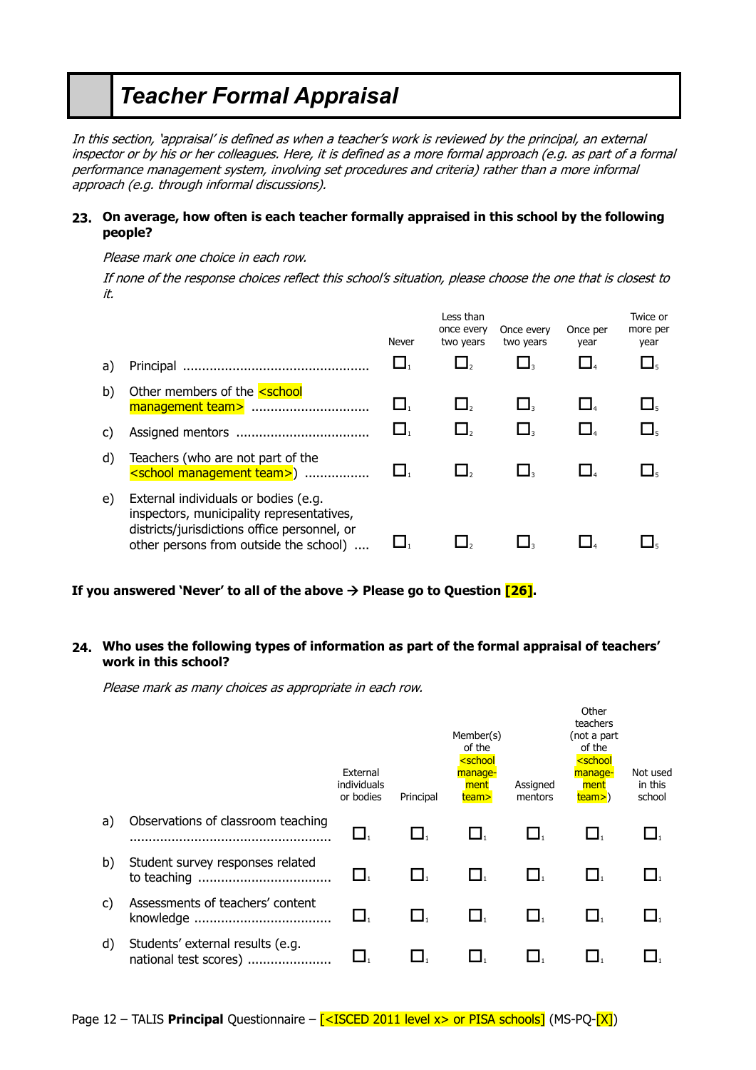# Teacher Formal Appraisal

*In this section, 'appraisal' is defined as when a teacher's work is reviewed by the principal, an external inspector or by his or her colleagues. Here, it is defined as a more formal approach (e.g. as part of a formal performance management system, involving set procedures and criteria) rather than a more informal approach (e.g. through informal discussions).*

**23. On average, how often is each teacher formally appraised in this school by the following people?**

*Please mark one choice in each row.*

*If none of the response choices reflect this school's situation, please choose the one that is closest to it.*

| | | Never | Less than once every two years | Once every two years | Once per year | Twice or more per year |
|---|---|---|---|---|---|---|
| a) | Principal | ☐1 | ☐2 | ☐3 | ☐4 | ☐5 |
| b) | Other members of the <school management team> | ☐1 | ☐2 | ☐3 | ☐4 | ☐5 |
| c) | Assigned mentors | ☐1 | ☐2 | ☐3 | ☐4 | ☐5 |
| d) | Teachers (who are not part of the <school management team>) | ☐1 | ☐2 | ☐3 | ☐4 | ☐5 |
| e) | External individuals or bodies (e.g. inspectors, municipality representatives, districts/jurisdictions office personnel, or other persons from outside the school) | ☐1 | ☐2 | ☐3 | ☐4 | ☐5 |

**If you answered 'Never' to all of the above → Please go to Question [26].**

**24. Who uses the following types of information as part of the formal appraisal of teachers' work in this school?**

*Please mark as many choices as appropriate in each row.*

| | | External individuals or bodies | Principal | Member(s) of the <school management team> | Assigned mentors | Other teachers (not a part of the <school management team>) | Not used in this school |
|---|---|---|---|---|---|---|---|
| a) | Observations of classroom teaching | ☐1 | ☐1 | ☐1 | ☐1 | ☐1 | ☐1 |
| b) | Student survey responses related to teaching | ☐1 | ☐1 | ☐1 | ☐1 | ☐1 | ☐1 |
| c) | Assessments of teachers' content knowledge | ☐1 | ☐1 | ☐1 | ☐1 | ☐1 | ☐1 |
| d) | Students' external results (e.g. national test scores) | ☐1 | ☐1 | ☐1 | ☐1 | ☐1 | ☐1 |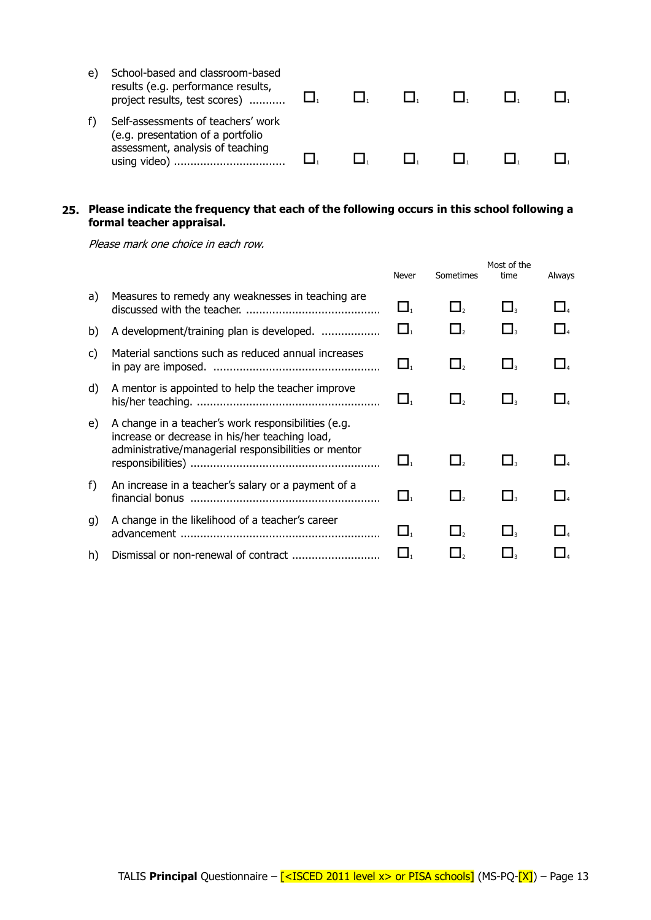| | | | | | | |
|---|---|---|---|---|---|---|
| e) School-based and classroom-based results (e.g. performance results, project results, test scores) ........... | ☐1 | ☐1 | ☐1 | ☐1 | ☐1 | ☐1 |
| f) Self-assessments of teachers' work (e.g. presentation of a portfolio assessment, analysis of teaching using video) .................................. | ☐1 | ☐1 | ☐1 | ☐1 | ☐1 | ☐1 |

**25. Please indicate the frequency that each of the following occurs in this school following a formal teacher appraisal.**

*Please mark one choice in each row.*

| | Never | Sometimes | Most of the time | Always |
|---|---|---|---|---|
| a) Measures to remedy any weaknesses in teaching are discussed with the teacher. ......................................... | ☐1 | ☐2 | ☐3 | ☐4 |
| b) A development/training plan is developed. .................. | ☐1 | ☐2 | ☐3 | ☐4 |
| c) Material sanctions such as reduced annual increases in pay are imposed. .................................................. | ☐1 | ☐2 | ☐3 | ☐4 |
| d) A mentor is appointed to help the teacher improve his/her teaching. ....................................................... | ☐1 | ☐2 | ☐3 | ☐4 |
| e) A change in a teacher's work responsibilities (e.g. increase or decrease in his/her teaching load, administrative/managerial responsibilities or mentor responsibilities) ......................................................... | ☐1 | ☐2 | ☐3 | ☐4 |
| f) An increase in a teacher's salary or a payment of a financial bonus ......................................................... | ☐1 | ☐2 | ☐3 | ☐4 |
| g) A change in the likelihood of a teacher's career advancement ............................................................ | ☐1 | ☐2 | ☐3 | ☐4 |
| h) Dismissal or non-renewal of contract ........................... | ☐1 | ☐2 | ☐3 | ☐4 |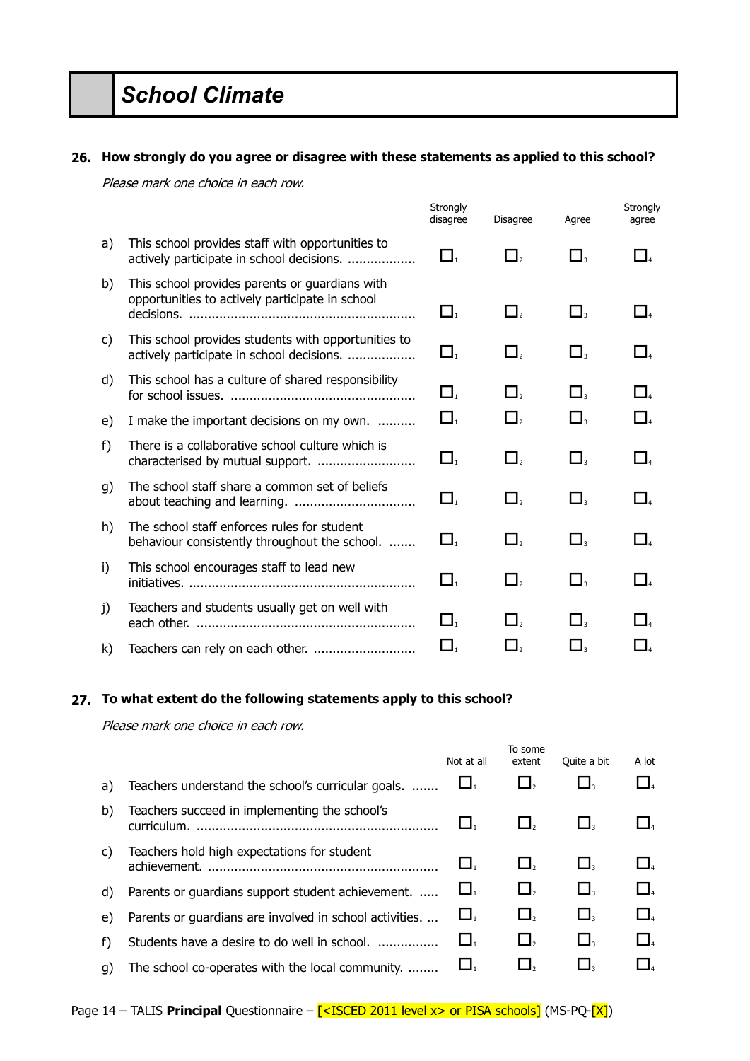# School Climate

**26. How strongly do you agree or disagree with these statements as applied to this school?**

*Please mark one choice in each row.*

| | | Strongly disagree | Disagree | Agree | Strongly agree |
|---|---|---|---|---|---|
| a) | This school provides staff with opportunities to actively participate in school decisions. | ☐1 | ☐2 | ☐3 | ☐4 |
| b) | This school provides parents or guardians with opportunities to actively participate in school decisions. | ☐1 | ☐2 | ☐3 | ☐4 |
| c) | This school provides students with opportunities to actively participate in school decisions. | ☐1 | ☐2 | ☐3 | ☐4 |
| d) | This school has a culture of shared responsibility for school issues. | ☐1 | ☐2 | ☐3 | ☐4 |
| e) | I make the important decisions on my own. | ☐1 | ☐2 | ☐3 | ☐4 |
| f) | There is a collaborative school culture which is characterised by mutual support. | ☐1 | ☐2 | ☐3 | ☐4 |
| g) | The school staff share a common set of beliefs about teaching and learning. | ☐1 | ☐2 | ☐3 | ☐4 |
| h) | The school staff enforces rules for student behaviour consistently throughout the school. | ☐1 | ☐2 | ☐3 | ☐4 |
| i) | This school encourages staff to lead new initiatives. | ☐1 | ☐2 | ☐3 | ☐4 |
| j) | Teachers and students usually get on well with each other. | ☐1 | ☐2 | ☐3 | ☐4 |
| k) | Teachers can rely on each other. | ☐1 | ☐2 | ☐3 | ☐4 |

**27. To what extent do the following statements apply to this school?**

*Please mark one choice in each row.*

| | | Not at all | To some extent | Quite a bit | A lot |
|---|---|---|---|---|---|
| a) | Teachers understand the school's curricular goals. | ☐1 | ☐2 | ☐3 | ☐4 |
| b) | Teachers succeed in implementing the school's curriculum. | ☐1 | ☐2 | ☐3 | ☐4 |
| c) | Teachers hold high expectations for student achievement. | ☐1 | ☐2 | ☐3 | ☐4 |
| d) | Parents or guardians support student achievement. | ☐1 | ☐2 | ☐3 | ☐4 |
| e) | Parents or guardians are involved in school activities. | ☐1 | ☐2 | ☐3 | ☐4 |
| f) | Students have a desire to do well in school. | ☐1 | ☐2 | ☐3 | ☐4 |
| g) | The school co-operates with the local community. | ☐1 | ☐2 | ☐3 | ☐4 |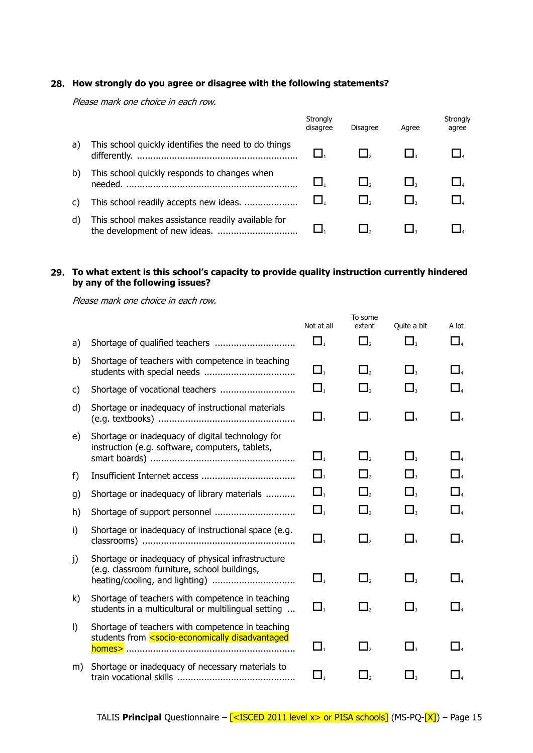**28. How strongly do you agree or disagree with the following statements?**

*Please mark one choice in each row.*

| | | Strongly disagree | Disagree | Agree | Strongly agree |
|---|---|---|---|---|---|
| a) | This school quickly identifies the need to do things differently. | ☐1 | ☐2 | ☐3 | ☐4 |
| b) | This school quickly responds to changes when needed. | ☐1 | ☐2 | ☐3 | ☐4 |
| c) | This school readily accepts new ideas. | ☐1 | ☐2 | ☐3 | ☐4 |
| d) | This school makes assistance readily available for the development of new ideas. | ☐1 | ☐2 | ☐3 | ☐4 |

**29. To what extent is this school's capacity to provide quality instruction currently hindered by any of the following issues?**

*Please mark one choice in each row.*

| | | Not at all | To some extent | Quite a bit | A lot |
|---|---|---|---|---|---|
| a) | Shortage of qualified teachers | ☐1 | ☐2 | ☐3 | ☐4 |
| b) | Shortage of teachers with competence in teaching students with special needs | ☐1 | ☐2 | ☐3 | ☐4 |
| c) | Shortage of vocational teachers | ☐1 | ☐2 | ☐3 | ☐4 |
| d) | Shortage or inadequacy of instructional materials (e.g. textbooks) | ☐1 | ☐2 | ☐3 | ☐4 |
| e) | Shortage or inadequacy of digital technology for instruction (e.g. software, computers, tablets, smart boards) | ☐1 | ☐2 | ☐3 | ☐4 |
| f) | Insufficient Internet access | ☐1 | ☐2 | ☐3 | ☐4 |
| g) | Shortage or inadequacy of library materials | ☐1 | ☐2 | ☐3 | ☐4 |
| h) | Shortage of support personnel | ☐1 | ☐2 | ☐3 | ☐4 |
| i) | Shortage or inadequacy of instructional space (e.g. classrooms) | ☐1 | ☐2 | ☐3 | ☐4 |
| j) | Shortage or inadequacy of physical infrastructure (e.g. classroom furniture, school buildings, heating/cooling, and lighting) | ☐1 | ☐2 | ☐3 | ☐4 |
| k) | Shortage of teachers with competence in teaching students in a multicultural or multilingual setting | ☐1 | ☐2 | ☐3 | ☐4 |
| l) | Shortage of teachers with competence in teaching students from <socio-economically disadvantaged homes> | ☐1 | ☐2 | ☐3 | ☐4 |
| m) | Shortage or inadequacy of necessary materials to train vocational skills | ☐1 | ☐2 | ☐3 | ☐4 |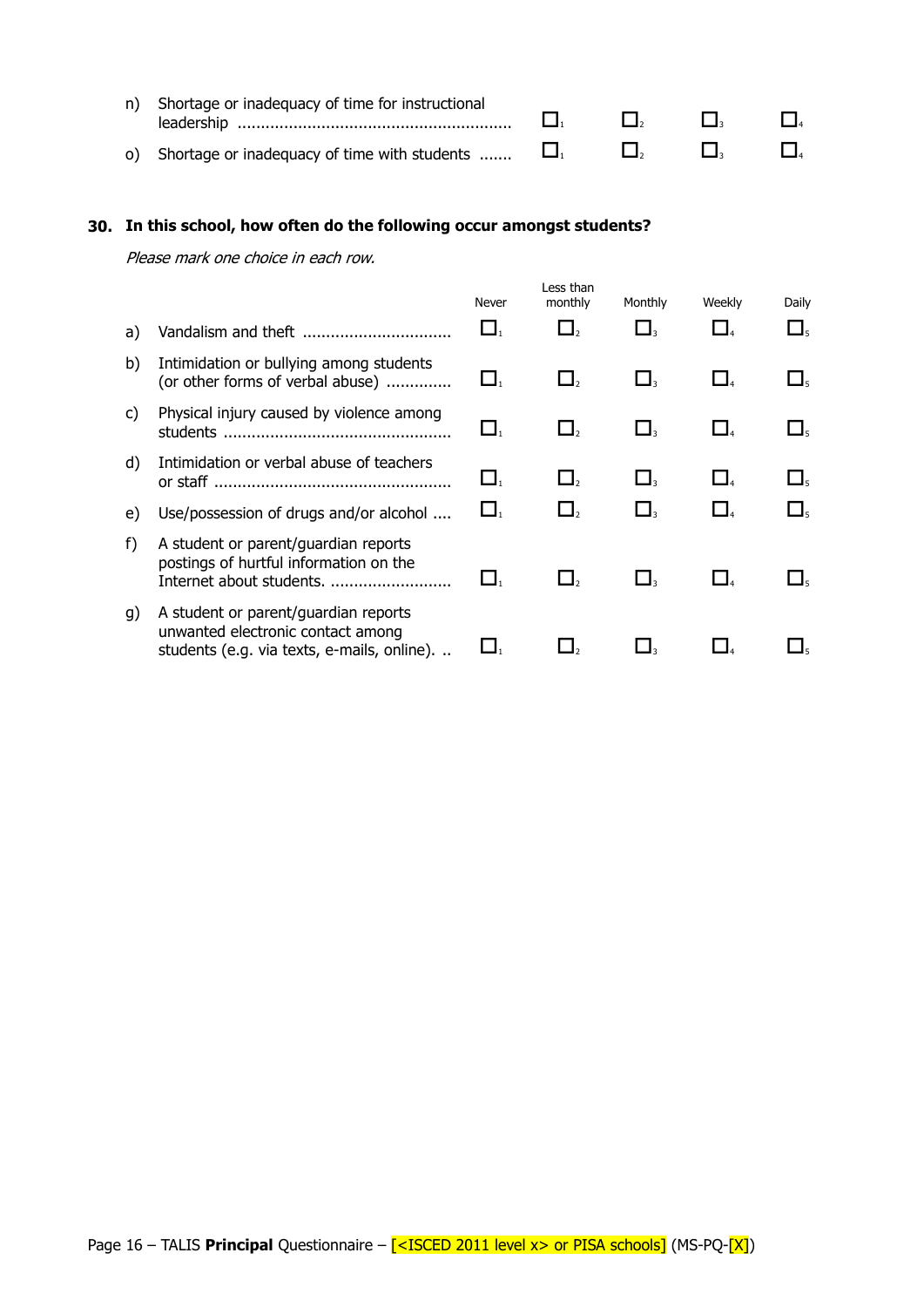| | | | | | |
|---|---|---|---|---|---|
| n) | Shortage or inadequacy of time for instructional leadership | ☐1 | ☐2 | ☐3 | ☐4 |
| o) | Shortage or inadequacy of time with students | ☐1 | ☐2 | ☐3 | ☐4 |

**30. In this school, how often do the following occur amongst students?**

*Please mark one choice in each row.*

| | | Never | Less than monthly | Monthly | Weekly | Daily |
|---|---|---|---|---|---|---|
| a) | Vandalism and theft | ☐1 | ☐2 | ☐3 | ☐4 | ☐5 |
| b) | Intimidation or bullying among students (or other forms of verbal abuse) | ☐1 | ☐2 | ☐3 | ☐4 | ☐5 |
| c) | Physical injury caused by violence among students | ☐1 | ☐2 | ☐3 | ☐4 | ☐5 |
| d) | Intimidation or verbal abuse of teachers or staff | ☐1 | ☐2 | ☐3 | ☐4 | ☐5 |
| e) | Use/possession of drugs and/or alcohol | ☐1 | ☐2 | ☐3 | ☐4 | ☐5 |
| f) | A student or parent/guardian reports postings of hurtful information on the Internet about students. | ☐1 | ☐2 | ☐3 | ☐4 | ☐5 |
| g) | A student or parent/guardian reports unwanted electronic contact among students (e.g. via texts, e-mails, online). | ☐1 | ☐2 | ☐3 | ☐4 | ☐5 |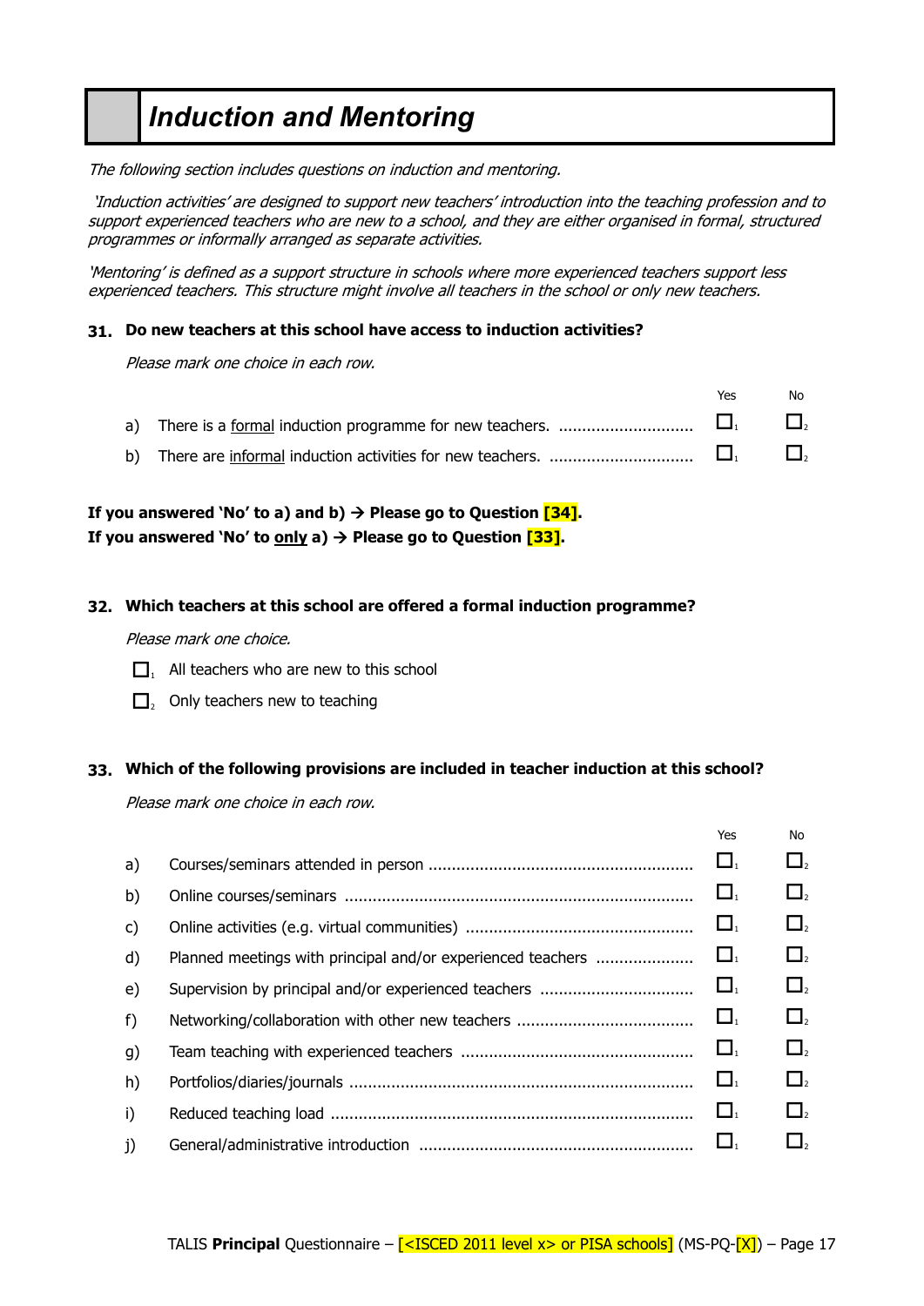# Induction and Mentoring

*The following section includes questions on induction and mentoring.*

*'Induction activities' are designed to support new teachers' introduction into the teaching profession and to support experienced teachers who are new to a school, and they are either organised in formal, structured programmes or informally arranged as separate activities.*

*'Mentoring' is defined as a support structure in schools where more experienced teachers support less experienced teachers. This structure might involve all teachers in the school or only new teachers.*

**31. Do new teachers at this school have access to induction activities?**

*Please mark one choice in each row.*

| | | Yes | No |
|---|---|---|---|
| a) | There is a formal induction programme for new teachers. | ☐1 | ☐2 |
| b) | There are informal induction activities for new teachers. | ☐1 | ☐2 |

**If you answered 'No' to a) and b) → Please go to Question [34].**
**If you answered 'No' to only a) → Please go to Question [33].**

**32. Which teachers at this school are offered a formal induction programme?**

*Please mark one choice.*

☐1 All teachers who are new to this school

☐2 Only teachers new to teaching

**33. Which of the following provisions are included in teacher induction at this school?**

*Please mark one choice in each row.*

| | | Yes | No |
|---|---|---|---|
| a) | Courses/seminars attended in person | ☐1 | ☐2 |
| b) | Online courses/seminars | ☐1 | ☐2 |
| c) | Online activities (e.g. virtual communities) | ☐1 | ☐2 |
| d) | Planned meetings with principal and/or experienced teachers | ☐1 | ☐2 |
| e) | Supervision by principal and/or experienced teachers | ☐1 | ☐2 |
| f) | Networking/collaboration with other new teachers | ☐1 | ☐2 |
| g) | Team teaching with experienced teachers | ☐1 | ☐2 |
| h) | Portfolios/diaries/journals | ☐1 | ☐2 |
| i) | Reduced teaching load | ☐1 | ☐2 |
| j) | General/administrative introduction | ☐1 | ☐2 |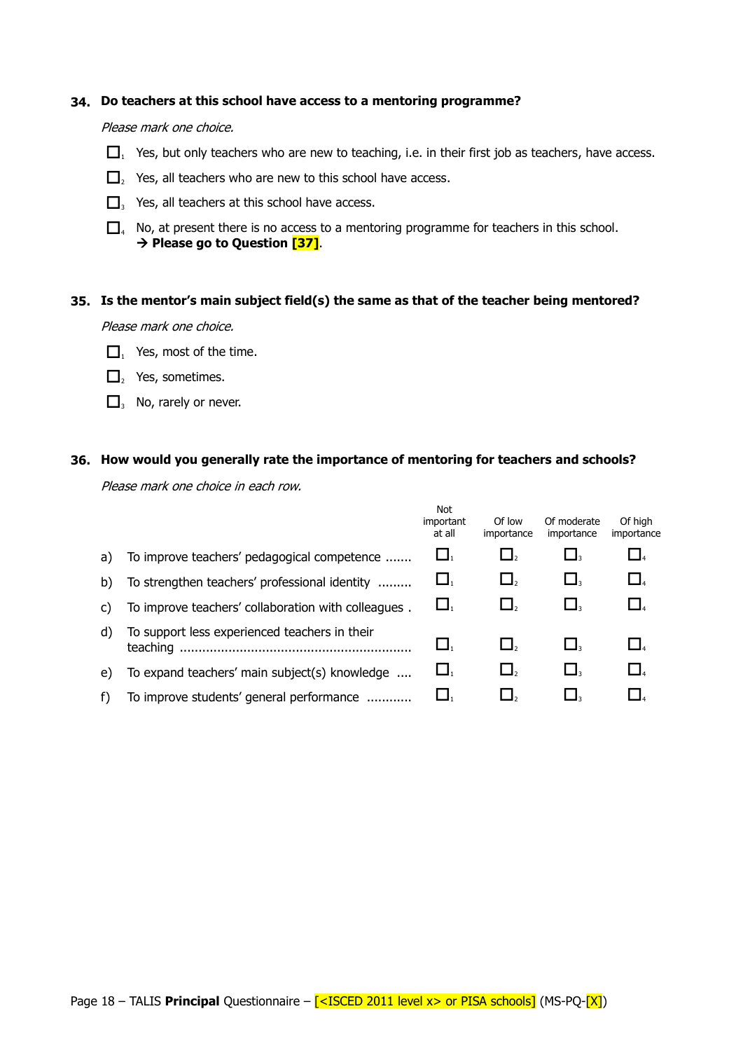**34. Do teachers at this school have access to a mentoring programme?**

*Please mark one choice.*

- ☐1 Yes, but only teachers who are new to teaching, i.e. in their first job as teachers, have access.
- ☐2 Yes, all teachers who are new to this school have access.
- ☐3 Yes, all teachers at this school have access.
- ☐4 No, at present there is no access to a mentoring programme for teachers in this school.
  → **Please go to Question [37]**.

**35. Is the mentor's main subject field(s) the same as that of the teacher being mentored?**

*Please mark one choice.*

- ☐1 Yes, most of the time.
- ☐2 Yes, sometimes.
- ☐3 No, rarely or never.

**36. How would you generally rate the importance of mentoring for teachers and schools?**

*Please mark one choice in each row.*

| | | Not important at all | Of low importance | Of moderate importance | Of high importance |
|---|---|---|---|---|---|
| a) | To improve teachers' pedagogical competence ....... | ☐1 | ☐2 | ☐3 | ☐4 |
| b) | To strengthen teachers' professional identity ......... | ☐1 | ☐2 | ☐3 | ☐4 |
| c) | To improve teachers' collaboration with colleagues . | ☐1 | ☐2 | ☐3 | ☐4 |
| d) | To support less experienced teachers in their teaching ............................................................. | ☐1 | ☐2 | ☐3 | ☐4 |
| e) | To expand teachers' main subject(s) knowledge .... | ☐1 | ☐2 | ☐3 | ☐4 |
| f) | To improve students' general performance ........... | ☐1 | ☐2 | ☐3 | ☐4 |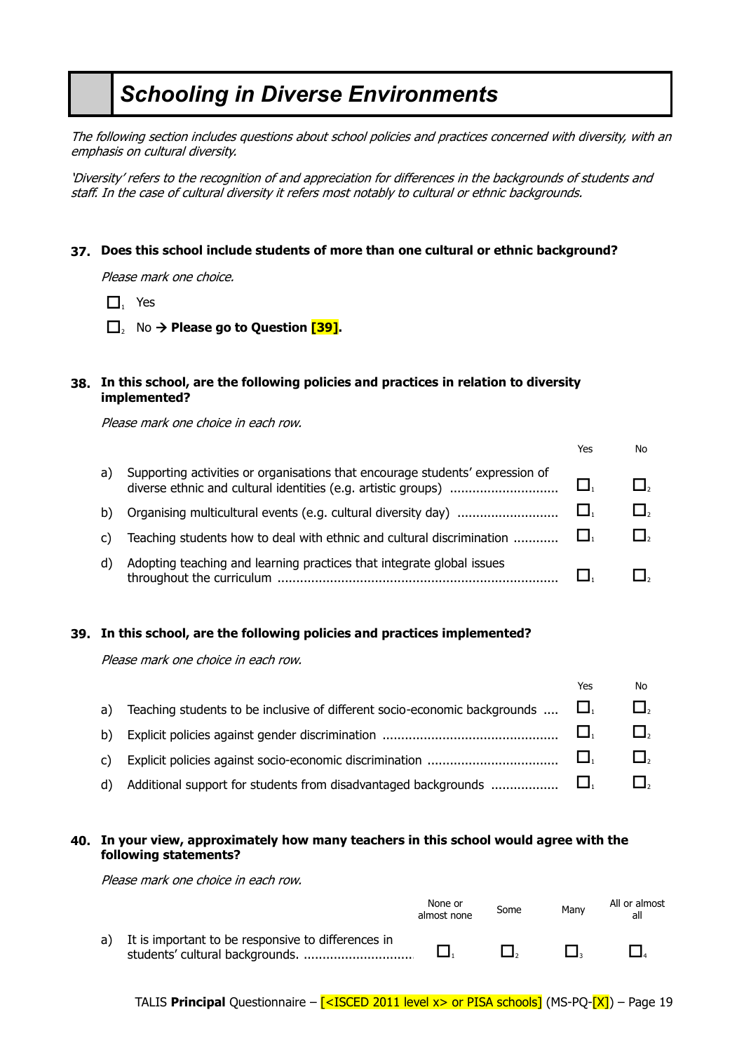# Schooling in Diverse Environments

*The following section includes questions about school policies and practices concerned with diversity, with an emphasis on cultural diversity.*

*'Diversity' refers to the recognition of and appreciation for differences in the backgrounds of students and staff. In the case of cultural diversity it refers most notably to cultural or ethnic backgrounds.*

**37. Does this school include students of more than one cultural or ethnic background?**

*Please mark one choice.*

- ☐1 Yes
- ☐2 No → **Please go to Question [39].**

**38. In this school, are the following policies and practices in relation to diversity implemented?**

*Please mark one choice in each row.*

| | | Yes | No |
|---|---|---|---|
| a) | Supporting activities or organisations that encourage students' expression of diverse ethnic and cultural identities (e.g. artistic groups) | ☐1 | ☐2 |
| b) | Organising multicultural events (e.g. cultural diversity day) | ☐1 | ☐2 |
| c) | Teaching students how to deal with ethnic and cultural discrimination | ☐1 | ☐2 |
| d) | Adopting teaching and learning practices that integrate global issues throughout the curriculum | ☐1 | ☐2 |

**39. In this school, are the following policies and practices implemented?**

*Please mark one choice in each row.*

| | | Yes | No |
|---|---|---|---|
| a) | Teaching students to be inclusive of different socio-economic backgrounds | ☐1 | ☐2 |
| b) | Explicit policies against gender discrimination | ☐1 | ☐2 |
| c) | Explicit policies against socio-economic discrimination | ☐1 | ☐2 |
| d) | Additional support for students from disadvantaged backgrounds | ☐1 | ☐2 |

**40. In your view, approximately how many teachers in this school would agree with the following statements?**

*Please mark one choice in each row.*

| | | None or almost none | Some | Many | All or almost all |
|---|---|---|---|---|---|
| a) | It is important to be responsive to differences in students' cultural backgrounds. | ☐1 | ☐2 | ☐3 | ☐4 |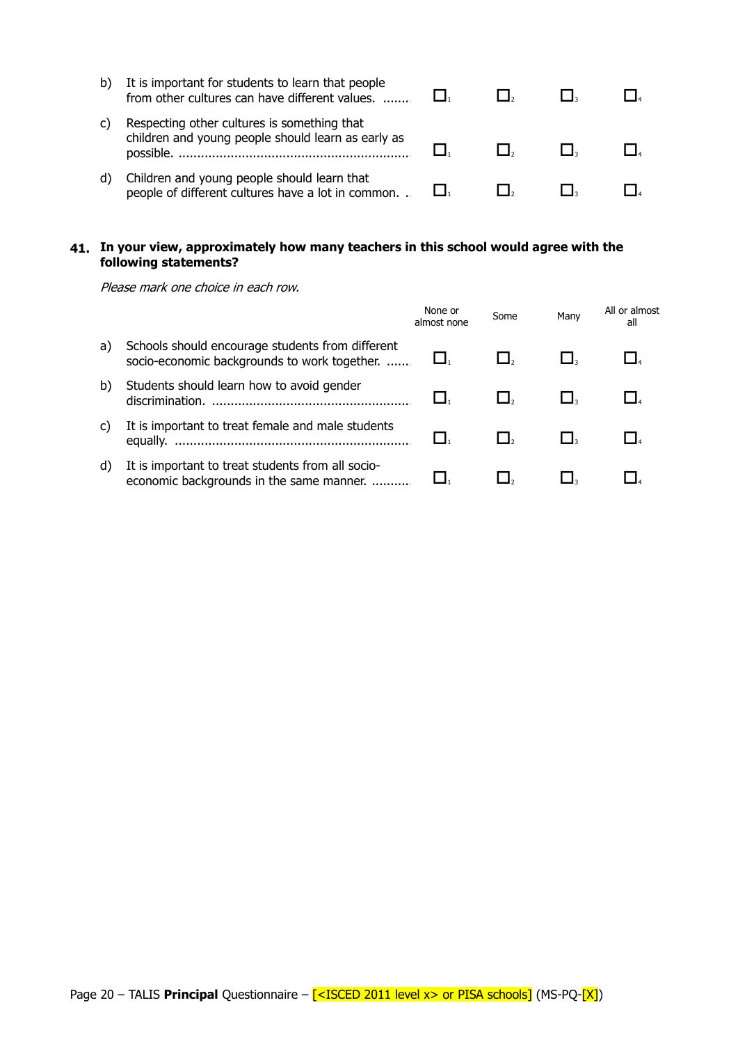|  |  |  |  |  |
|---|---|---|---|---|
| b) It is important for students to learn that people from other cultures can have different values. | ☐1 | ☐2 | ☐3 | ☐4 |
| c) Respecting other cultures is something that children and young people should learn as early as possible. | ☐1 | ☐2 | ☐3 | ☐4 |
| d) Children and young people should learn that people of different cultures have a lot in common. | ☐1 | ☐2 | ☐3 | ☐4 |

**41. In your view, approximately how many teachers in this school would agree with the following statements?**

*Please mark one choice in each row.*

|  | None or almost none | Some | Many | All or almost all |
|---|---|---|---|---|
| a) Schools should encourage students from different socio-economic backgrounds to work together. | ☐1 | ☐2 | ☐3 | ☐4 |
| b) Students should learn how to avoid gender discrimination. | ☐1 | ☐2 | ☐3 | ☐4 |
| c) It is important to treat female and male students equally. | ☐1 | ☐2 | ☐3 | ☐4 |
| d) It is important to treat students from all socio-economic backgrounds in the same manner. | ☐1 | ☐2 | ☐3 | ☐4 |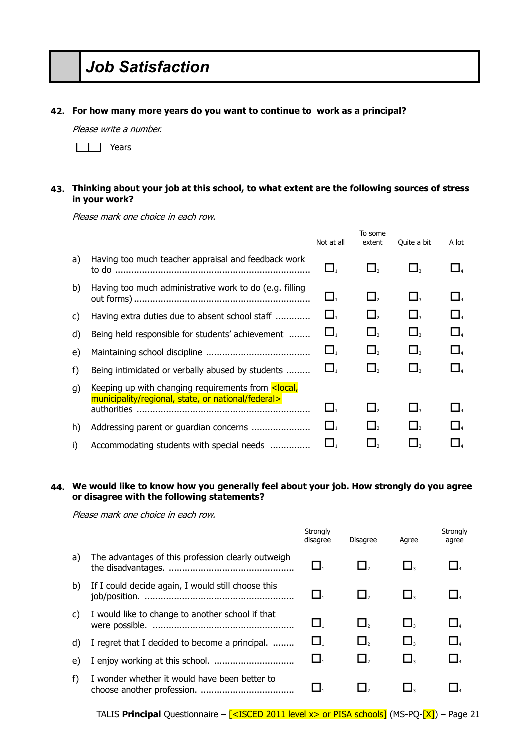## Job Satisfaction

**42. For how many more years do you want to continue to work as a principal?**

*Please write a number.*

|__|__| Years

**43. Thinking about your job at this school, to what extent are the following sources of stress in your work?**

*Please mark one choice in each row.*

| | | Not at all | To some extent | Quite a bit | A lot |
|---|---|---|---|---|---|
| a) | Having too much teacher appraisal and feedback work to do | ☐1 | ☐2 | ☐3 | ☐4 |
| b) | Having too much administrative work to do (e.g. filling out forms) | ☐1 | ☐2 | ☐3 | ☐4 |
| c) | Having extra duties due to absent school staff | ☐1 | ☐2 | ☐3 | ☐4 |
| d) | Being held responsible for students' achievement | ☐1 | ☐2 | ☐3 | ☐4 |
| e) | Maintaining school discipline | ☐1 | ☐2 | ☐3 | ☐4 |
| f) | Being intimidated or verbally abused by students | ☐1 | ☐2 | ☐3 | ☐4 |
| g) | Keeping up with changing requirements from <local, municipality/regional, state, or national/federal> authorities | ☐1 | ☐2 | ☐3 | ☐4 |
| h) | Addressing parent or guardian concerns | ☐1 | ☐2 | ☐3 | ☐4 |
| i) | Accommodating students with special needs | ☐1 | ☐2 | ☐3 | ☐4 |

**44. We would like to know how you generally feel about your job. How strongly do you agree or disagree with the following statements?**

*Please mark one choice in each row.*

| | | Strongly disagree | Disagree | Agree | Strongly agree |
|---|---|---|---|---|---|
| a) | The advantages of this profession clearly outweigh the disadvantages. | ☐1 | ☐2 | ☐3 | ☐4 |
| b) | If I could decide again, I would still choose this job/position. | ☐1 | ☐2 | ☐3 | ☐4 |
| c) | I would like to change to another school if that were possible. | ☐1 | ☐2 | ☐3 | ☐4 |
| d) | I regret that I decided to become a principal. | ☐1 | ☐2 | ☐3 | ☐4 |
| e) | I enjoy working at this school. | ☐1 | ☐2 | ☐3 | ☐4 |
| f) | I wonder whether it would have been better to choose another profession. | ☐1 | ☐2 | ☐3 | ☐4 |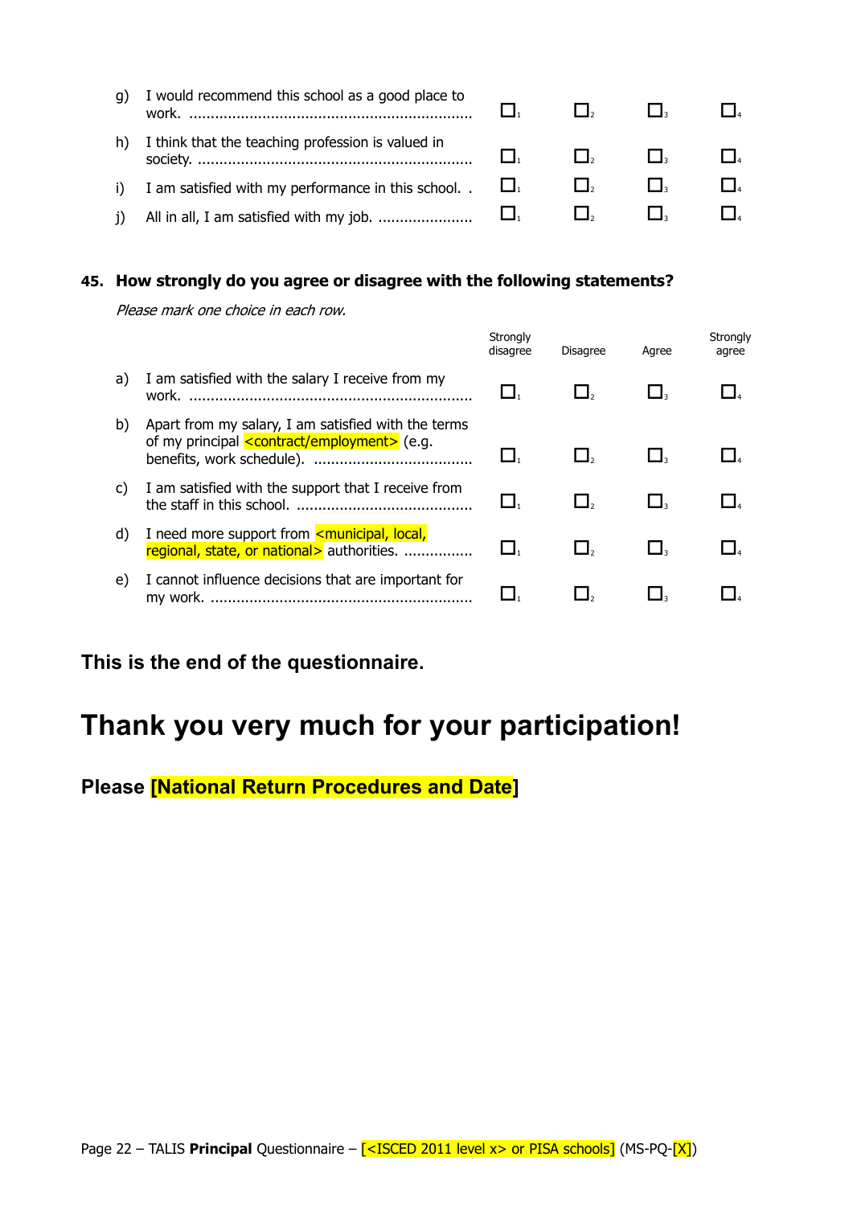| | | | | | |
|---|---|---|---|---|---|
| g) | I would recommend this school as a good place to work. | ☐1 | ☐2 | ☐3 | ☐4 |
| h) | I think that the teaching profession is valued in society. | ☐1 | ☐2 | ☐3 | ☐4 |
| i) | I am satisfied with my performance in this school. | ☐1 | ☐2 | ☐3 | ☐4 |
| j) | All in all, I am satisfied with my job. | ☐1 | ☐2 | ☐3 | ☐4 |

**45. How strongly do you agree or disagree with the following statements?**

*Please mark one choice in each row.*

| | | Strongly disagree | Disagree | Agree | Strongly agree |
|---|---|---|---|---|---|
| a) | I am satisfied with the salary I receive from my work. | ☐1 | ☐2 | ☐3 | ☐4 |
| b) | Apart from my salary, I am satisfied with the terms of my principal <contract/employment> (e.g. benefits, work schedule). | ☐1 | ☐2 | ☐3 | ☐4 |
| c) | I am satisfied with the support that I receive from the staff in this school. | ☐1 | ☐2 | ☐3 | ☐4 |
| d) | I need more support from <municipal, local, regional, state, or national> authorities. | ☐1 | ☐2 | ☐3 | ☐4 |
| e) | I cannot influence decisions that are important for my work. | ☐1 | ☐2 | ☐3 | ☐4 |

**This is the end of the questionnaire.**

# Thank you very much for your participation!

**Please [National Return Procedures and Date]**